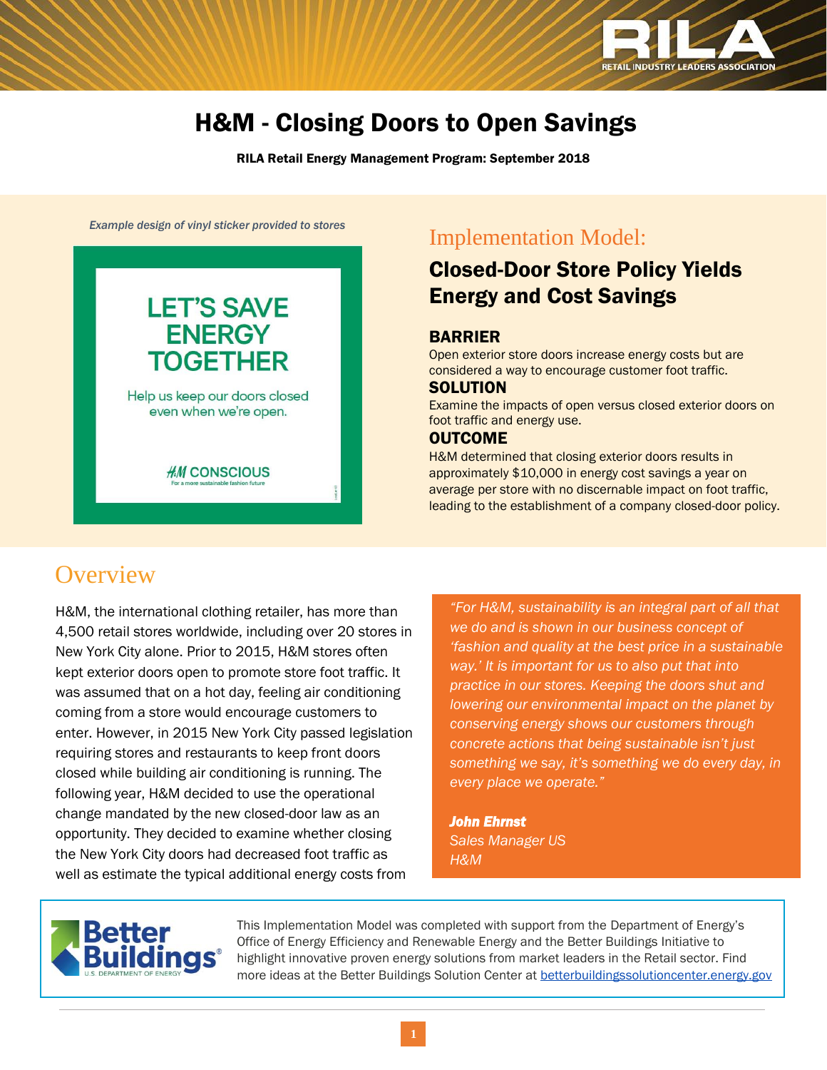# H&M - Closing Doors to Open Savings

**RILA Retail Energy Management Program: September 2018**

*Example design of vinyl sticker provided to stores*

LET'S SAVE ENERGY TOGETHER

Help us keep our doors closed even when we're open.

H&M CONSCIOUS
For a more sustainable fashion future

## Implementation Model:

### Closed-Door Store Policy Yields Energy and Cost Savings

**BARRIER**

Open exterior store doors increase energy costs but are considered a way to encourage customer foot traffic.

**SOLUTION**

Examine the impacts of open versus closed exterior doors on foot traffic and energy use.

**OUTCOME**

H&M determined that closing exterior doors results in approximately $10,000 in energy cost savings a year on average per store with no discernable impact on foot traffic, leading to the establishment of a company closed-door policy.

## Overview

H&M, the international clothing retailer, has more than 4,500 retail stores worldwide, including over 20 stores in New York City alone. Prior to 2015, H&M stores often kept exterior doors open to promote store foot traffic. It was assumed that on a hot day, feeling air conditioning coming from a store would encourage customers to enter. However, in 2015 New York City passed legislation requiring stores and restaurants to keep front doors closed while building air conditioning is running. The following year, H&M decided to use the operational change mandated by the new closed-door law as an opportunity. They decided to examine whether closing the New York City doors had decreased foot traffic as well as estimate the typical additional energy costs from

> *"For H&M, sustainability is an integral part of all that we do and is shown in our business concept of 'fashion and quality at the best price in a sustainable way.' It is important for us to also put that into practice in our stores. Keeping the doors shut and lowering our environmental impact on the planet by conserving energy shows our customers through concrete actions that being sustainable isn't just something we say, it's something we do every day, in every place we operate."*
>
> ***John Ehrnst***
> *Sales Manager US*
> *H&M*

This Implementation Model was completed with support from the Department of Energy's Office of Energy Efficiency and Renewable Energy and the Better Buildings Initiative to highlight innovative proven energy solutions from market leaders in the Retail sector. Find more ideas at the Better Buildings Solution Center at betterbuildingssolutioncenter.energy.gov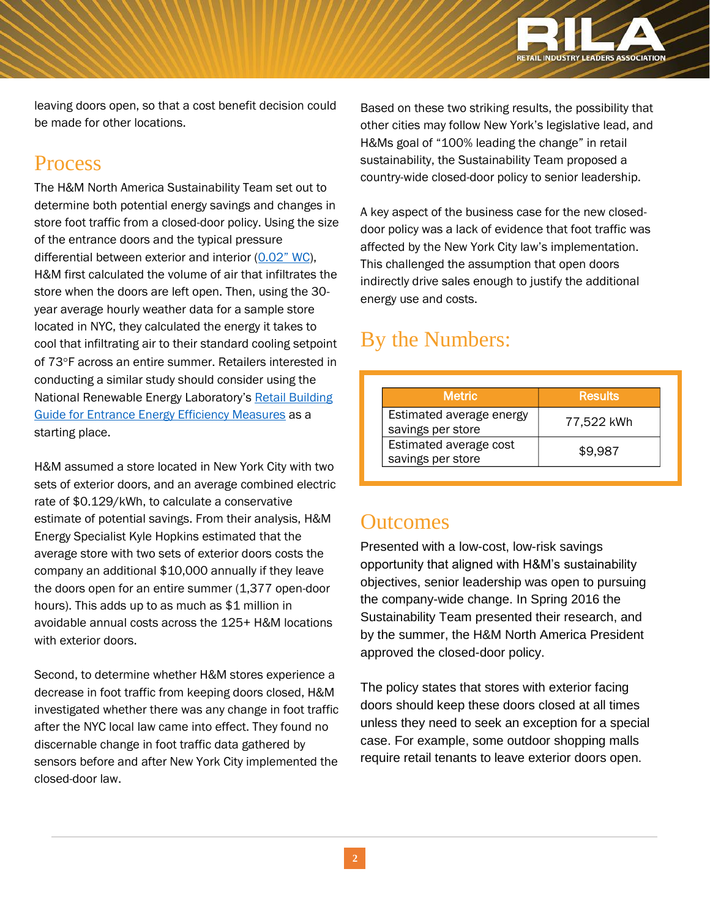leaving doors open, so that a cost benefit decision could be made for other locations.

## Process

The H&M North America Sustainability Team set out to determine both potential energy savings and changes in store foot traffic from a closed-door policy. Using the size of the entrance doors and the typical pressure differential between exterior and interior (0.02" WC), H&M first calculated the volume of air that infiltrates the store when the doors are left open. Then, using the 30-year average hourly weather data for a sample store located in NYC, they calculated the energy it takes to cool that infiltrating air to their standard cooling setpoint of 73°F across an entire summer. Retailers interested in conducting a similar study should consider using the National Renewable Energy Laboratory's Retail Building Guide for Entrance Energy Efficiency Measures as a starting place.

H&M assumed a store located in New York City with two sets of exterior doors, and an average combined electric rate of $0.129/kWh, to calculate a conservative estimate of potential savings. From their analysis, H&M Energy Specialist Kyle Hopkins estimated that the average store with two sets of exterior doors costs the company an additional $10,000 annually if they leave the doors open for an entire summer (1,377 open-door hours). This adds up to as much as $1 million in avoidable annual costs across the 125+ H&M locations with exterior doors.

Second, to determine whether H&M stores experience a decrease in foot traffic from keeping doors closed, H&M investigated whether there was any change in foot traffic after the NYC local law came into effect. They found no discernable change in foot traffic data gathered by sensors before and after New York City implemented the closed-door law.

Based on these two striking results, the possibility that other cities may follow New York's legislative lead, and H&Ms goal of "100% leading the change" in retail sustainability, the Sustainability Team proposed a country-wide closed-door policy to senior leadership.

A key aspect of the business case for the new closed-door policy was a lack of evidence that foot traffic was affected by the New York City law's implementation. This challenged the assumption that open doors indirectly drive sales enough to justify the additional energy use and costs.

## By the Numbers:

| Metric | Results |
| --- | --- |
| Estimated average energy savings per store | 77,522 kWh |
| Estimated average cost savings per store | $9,987 |

## Outcomes

Presented with a low-cost, low-risk savings opportunity that aligned with H&M's sustainability objectives, senior leadership was open to pursuing the company-wide change. In Spring 2016 the Sustainability Team presented their research, and by the summer, the H&M North America President approved the closed-door policy.

The policy states that stores with exterior facing doors should keep these doors closed at all times unless they need to seek an exception for a special case. For example, some outdoor shopping malls require retail tenants to leave exterior doors open.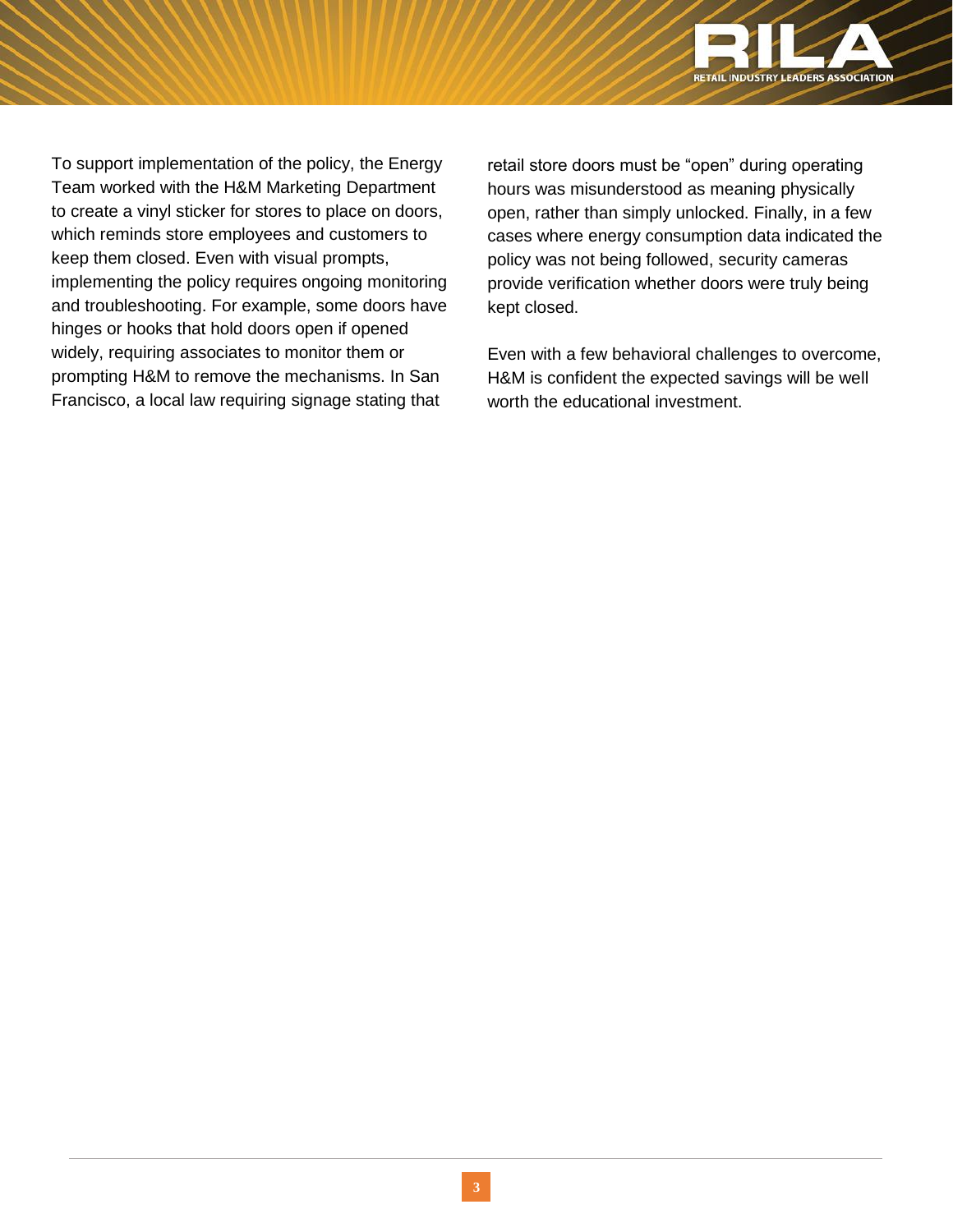To support implementation of the policy, the Energy Team worked with the H&M Marketing Department to create a vinyl sticker for stores to place on doors, which reminds store employees and customers to keep them closed. Even with visual prompts, implementing the policy requires ongoing monitoring and troubleshooting. For example, some doors have hinges or hooks that hold doors open if opened widely, requiring associates to monitor them or prompting H&M to remove the mechanisms. In San Francisco, a local law requiring signage stating that retail store doors must be "open" during operating hours was misunderstood as meaning physically open, rather than simply unlocked. Finally, in a few cases where energy consumption data indicated the policy was not being followed, security cameras provide verification whether doors were truly being kept closed.

Even with a few behavioral challenges to overcome, H&M is confident the expected savings will be well worth the educational investment.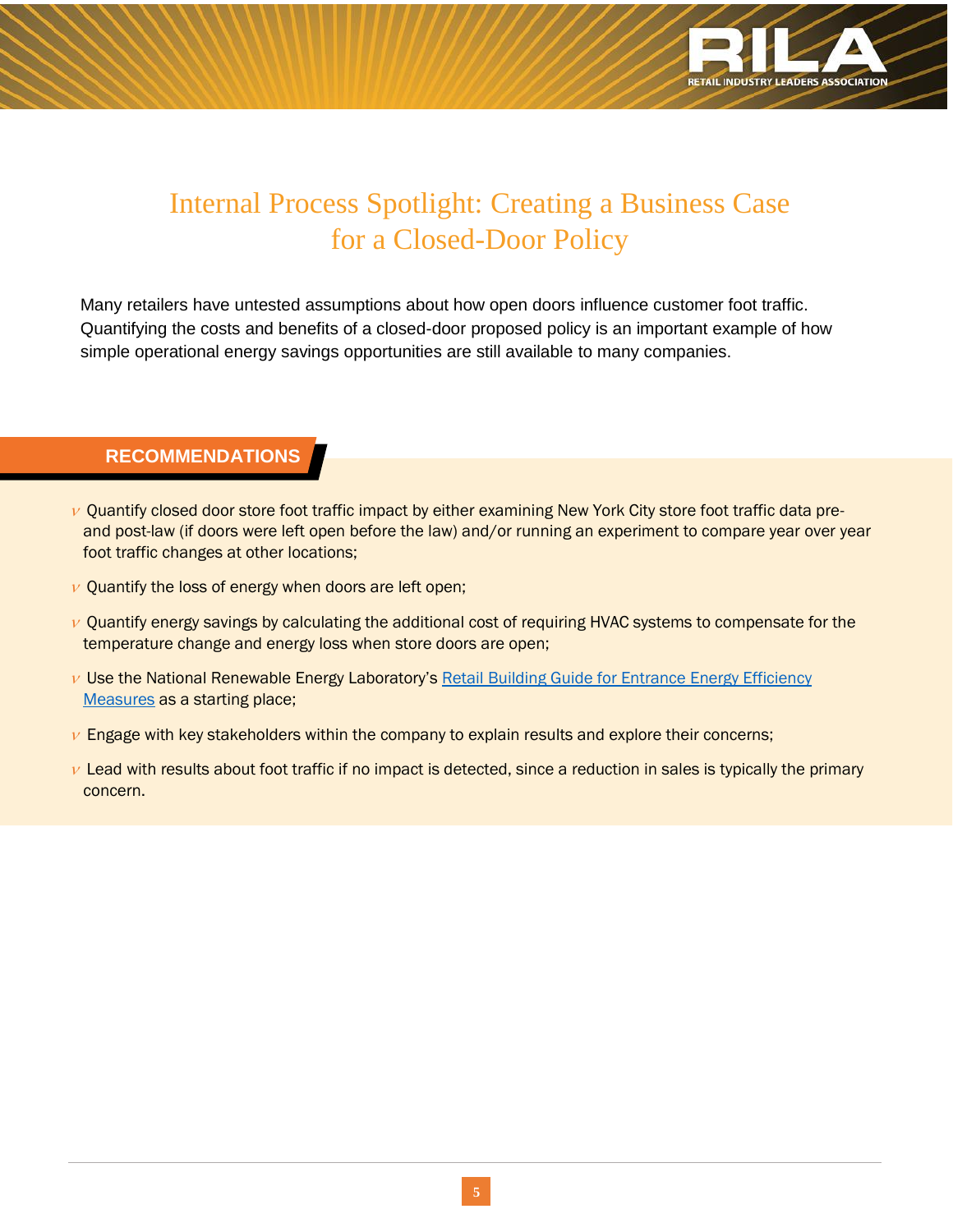# Internal Process Spotlight: Creating a Business Case for a Closed-Door Policy

Many retailers have untested assumptions about how open doors influence customer foot traffic. Quantifying the costs and benefits of a closed-door proposed policy is an important example of how simple operational energy savings opportunities are still available to many companies.

## RECOMMENDATIONS

- Quantify closed door store foot traffic impact by either examining New York City store foot traffic data pre- and post-law (if doors were left open before the law) and/or running an experiment to compare year over year foot traffic changes at other locations;
- Quantify the loss of energy when doors are left open;
- Quantify energy savings by calculating the additional cost of requiring HVAC systems to compensate for the temperature change and energy loss when store doors are open;
- Use the National Renewable Energy Laboratory's Retail Building Guide for Entrance Energy Efficiency Measures as a starting place;
- Engage with key stakeholders within the company to explain results and explore their concerns;
- Lead with results about foot traffic if no impact is detected, since a reduction in sales is typically the primary concern.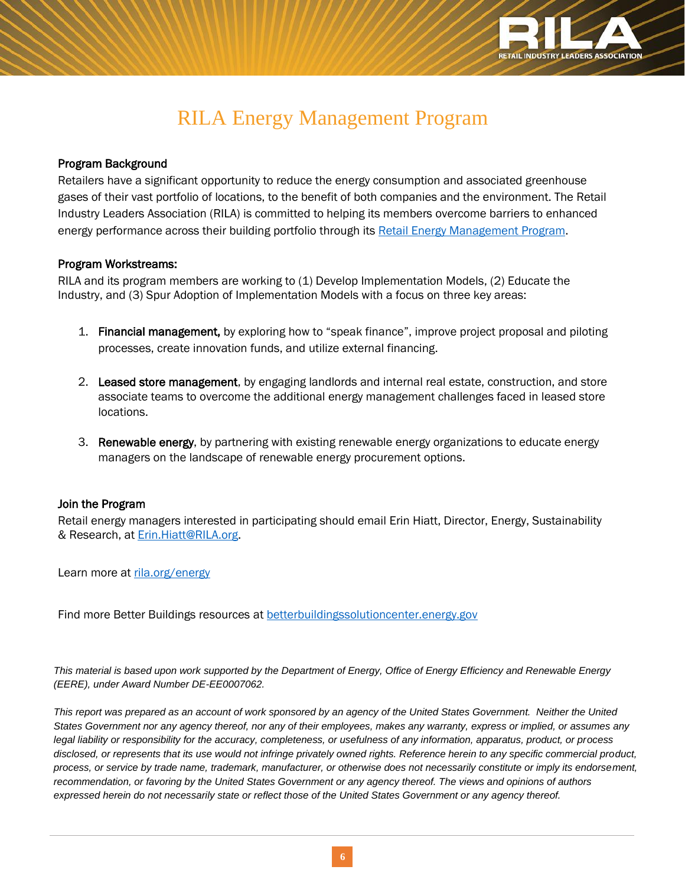# RILA Energy Management Program

**Program Background**

Retailers have a significant opportunity to reduce the energy consumption and associated greenhouse gases of their vast portfolio of locations, to the benefit of both companies and the environment. The Retail Industry Leaders Association (RILA) is committed to helping its members overcome barriers to enhanced energy performance across their building portfolio through its Retail Energy Management Program.

**Program Workstreams:**

RILA and its program members are working to (1) Develop Implementation Models, (2) Educate the Industry, and (3) Spur Adoption of Implementation Models with a focus on three key areas:

1. **Financial management,** by exploring how to "speak finance", improve project proposal and piloting processes, create innovation funds, and utilize external financing.

2. **Leased store management**, by engaging landlords and internal real estate, construction, and store associate teams to overcome the additional energy management challenges faced in leased store locations.

3. **Renewable energy**, by partnering with existing renewable energy organizations to educate energy managers on the landscape of renewable energy procurement options.

**Join the Program**

Retail energy managers interested in participating should email Erin Hiatt, Director, Energy, Sustainability & Research, at Erin.Hiatt@RILA.org.

Learn more at rila.org/energy

Find more Better Buildings resources at betterbuildingssolutioncenter.energy.gov

*This material is based upon work supported by the Department of Energy, Office of Energy Efficiency and Renewable Energy (EERE), under Award Number DE-EE0007062.*

*This report was prepared as an account of work sponsored by an agency of the United States Government. Neither the United States Government nor any agency thereof, nor any of their employees, makes any warranty, express or implied, or assumes any legal liability or responsibility for the accuracy, completeness, or usefulness of any information, apparatus, product, or process disclosed, or represents that its use would not infringe privately owned rights. Reference herein to any specific commercial product, process, or service by trade name, trademark, manufacturer, or otherwise does not necessarily constitute or imply its endorsement, recommendation, or favoring by the United States Government or any agency thereof. The views and opinions of authors expressed herein do not necessarily state or reflect those of the United States Government or any agency thereof.*